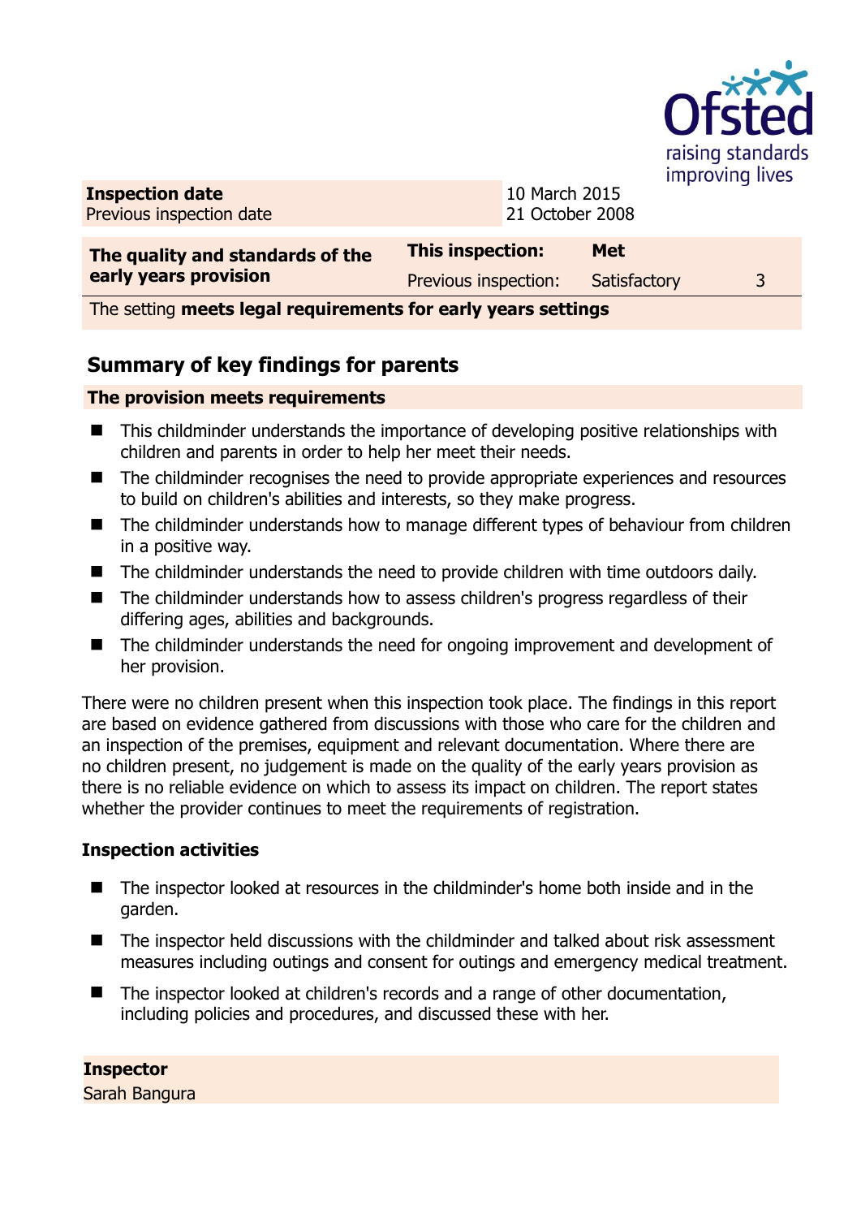| **Inspection date** | 10 March 2015 |
|---|---|
| Previous inspection date | 21 October 2008 |

| **The quality and standards of the early years provision** | **This inspection:** | **Met** | |
|---|---|---|---|
| | Previous inspection: | Satisfactory | 3 |
| The setting **meets legal requirements for early years settings** | | | |

## Summary of key findings for parents

**The provision meets requirements**

- This childminder understands the importance of developing positive relationships with children and parents in order to help her meet their needs.
- The childminder recognises the need to provide appropriate experiences and resources to build on children's abilities and interests, so they make progress.
- The childminder understands how to manage different types of behaviour from children in a positive way.
- The childminder understands the need to provide children with time outdoors daily.
- The childminder understands how to assess children's progress regardless of their differing ages, abilities and backgrounds.
- The childminder understands the need for ongoing improvement and development of her provision.

There were no children present when this inspection took place. The findings in this report are based on evidence gathered from discussions with those who care for the children and an inspection of the premises, equipment and relevant documentation. Where there are no children present, no judgement is made on the quality of the early years provision as there is no reliable evidence on which to assess its impact on children. The report states whether the provider continues to meet the requirements of registration.

### Inspection activities

- The inspector looked at resources in the childminder's home both inside and in the garden.
- The inspector held discussions with the childminder and talked about risk assessment measures including outings and consent for outings and emergency medical treatment.
- The inspector looked at children's records and a range of other documentation, including policies and procedures, and discussed these with her.

**Inspector**

Sarah Bangura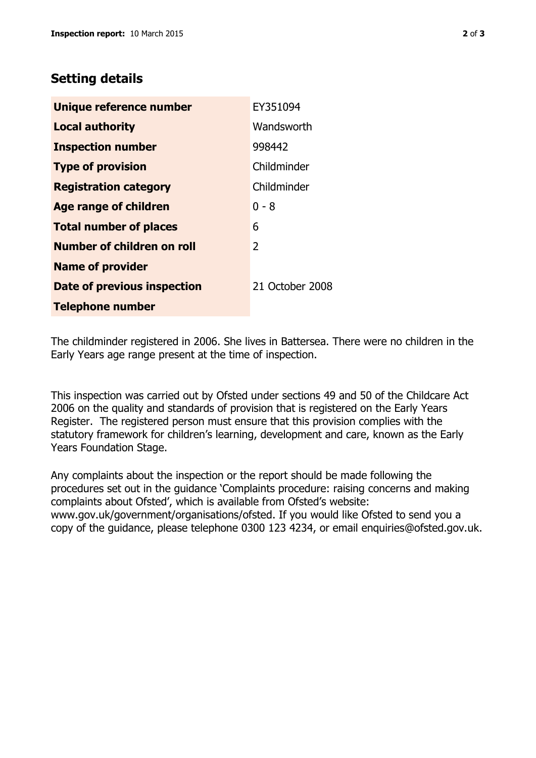## Setting details

| | |
|---|---|
| **Unique reference number** | EY351094 |
| **Local authority** | Wandsworth |
| **Inspection number** | 998442 |
| **Type of provision** | Childminder |
| **Registration category** | Childminder |
| **Age range of children** | 0 - 8 |
| **Total number of places** | 6 |
| **Number of children on roll** | 2 |
| **Name of provider** | |
| **Date of previous inspection** | 21 October 2008 |
| **Telephone number** | |

The childminder registered in 2006. She lives in Battersea. There were no children in the Early Years age range present at the time of inspection.

This inspection was carried out by Ofsted under sections 49 and 50 of the Childcare Act 2006 on the quality and standards of provision that is registered on the Early Years Register. The registered person must ensure that this provision complies with the statutory framework for children's learning, development and care, known as the Early Years Foundation Stage.

Any complaints about the inspection or the report should be made following the procedures set out in the guidance 'Complaints procedure: raising concerns and making complaints about Ofsted', which is available from Ofsted's website: www.gov.uk/government/organisations/ofsted. If you would like Ofsted to send you a copy of the guidance, please telephone 0300 123 4234, or email enquiries@ofsted.gov.uk.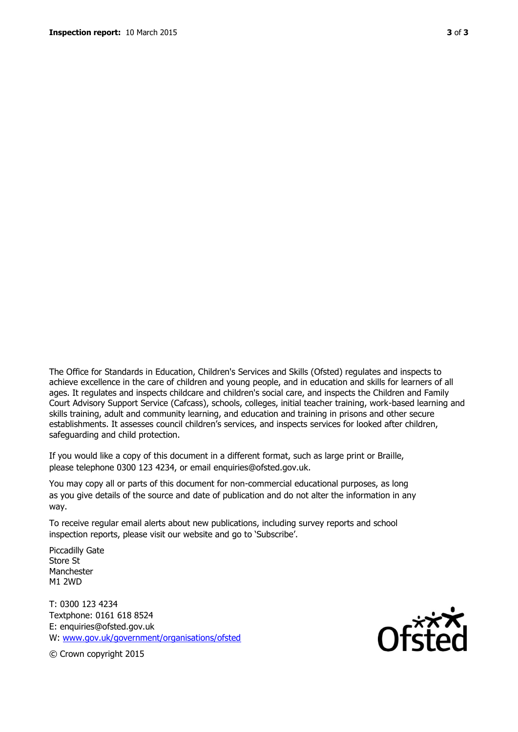The Office for Standards in Education, Children's Services and Skills (Ofsted) regulates and inspects to achieve excellence in the care of children and young people, and in education and skills for learners of all ages. It regulates and inspects childcare and children's social care, and inspects the Children and Family Court Advisory Support Service (Cafcass), schools, colleges, initial teacher training, work-based learning and skills training, adult and community learning, and education and training in prisons and other secure establishments. It assesses council children's services, and inspects services for looked after children, safeguarding and child protection.

If you would like a copy of this document in a different format, such as large print or Braille, please telephone 0300 123 4234, or email enquiries@ofsted.gov.uk.

You may copy all or parts of this document for non-commercial educational purposes, as long as you give details of the source and date of publication and do not alter the information in any way.

To receive regular email alerts about new publications, including survey reports and school inspection reports, please visit our website and go to 'Subscribe'.

Piccadilly Gate
Store St
Manchester
M1 2WD

T: 0300 123 4234
Textphone: 0161 618 8524
E: enquiries@ofsted.gov.uk
W: [www.gov.uk/government/organisations/ofsted](http://www.gov.uk/government/organisations/ofsted)

© Crown copyright 2015